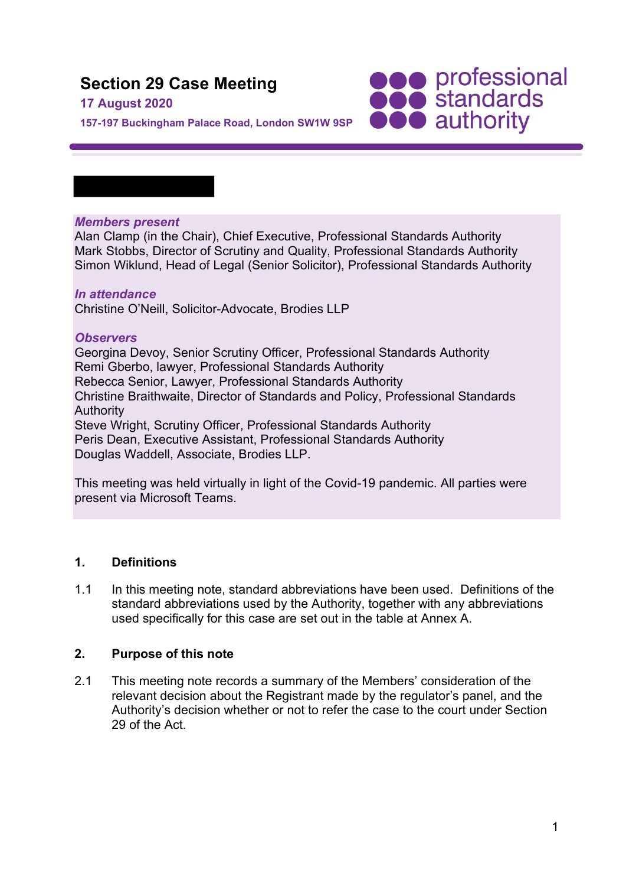# Section 29 Case Meeting

**17 August 2020**

**157-197 Buckingham Palace Road, London SW1W 9SP**

***Members present***

Alan Clamp (in the Chair), Chief Executive, Professional Standards Authority
Mark Stobbs, Director of Scrutiny and Quality, Professional Standards Authority
Simon Wiklund, Head of Legal (Senior Solicitor), Professional Standards Authority

***In attendance***

Christine O'Neill, Solicitor-Advocate, Brodies LLP

***Observers***

Georgina Devoy, Senior Scrutiny Officer, Professional Standards Authority
Remi Gberbo, lawyer, Professional Standards Authority
Rebecca Senior, Lawyer, Professional Standards Authority
Christine Braithwaite, Director of Standards and Policy, Professional Standards Authority
Steve Wright, Scrutiny Officer, Professional Standards Authority
Peris Dean, Executive Assistant, Professional Standards Authority
Douglas Waddell, Associate, Brodies LLP.

This meeting was held virtually in light of the Covid-19 pandemic. All parties were present via Microsoft Teams.

## 1. Definitions

1.1 In this meeting note, standard abbreviations have been used. Definitions of the standard abbreviations used by the Authority, together with any abbreviations used specifically for this case are set out in the table at Annex A.

## 2. Purpose of this note

2.1 This meeting note records a summary of the Members' consideration of the relevant decision about the Registrant made by the regulator's panel, and the Authority's decision whether or not to refer the case to the court under Section 29 of the Act.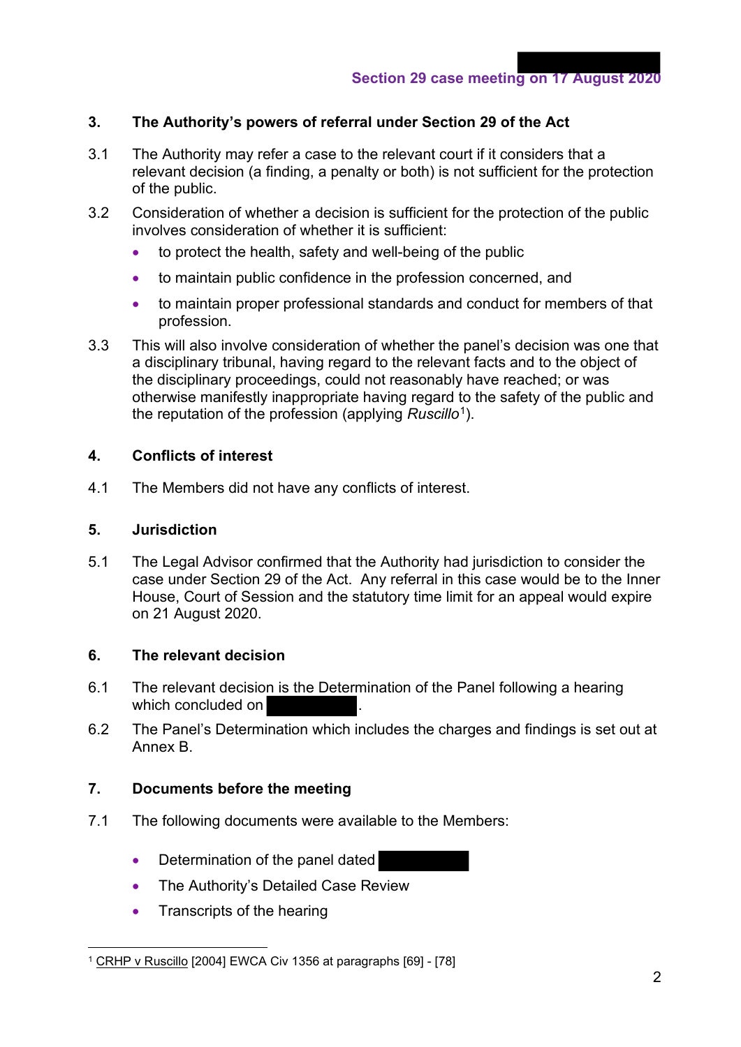## 3. The Authority's powers of referral under Section 29 of the Act

3.1 The Authority may refer a case to the relevant court if it considers that a relevant decision (a finding, a penalty or both) is not sufficient for the protection of the public.

3.2 Consideration of whether a decision is sufficient for the protection of the public involves consideration of whether it is sufficient:

- to protect the health, safety and well-being of the public
- to maintain public confidence in the profession concerned, and
- to maintain proper professional standards and conduct for members of that profession.

3.3 This will also involve consideration of whether the panel's decision was one that a disciplinary tribunal, having regard to the relevant facts and to the object of the disciplinary proceedings, could not reasonably have reached; or was otherwise manifestly inappropriate having regard to the safety of the public and the reputation of the profession (applying *Ruscillo*[1]).

## 4. Conflicts of interest

4.1 The Members did not have any conflicts of interest.

## 5. Jurisdiction

5.1 The Legal Advisor confirmed that the Authority had jurisdiction to consider the case under Section 29 of the Act. Any referral in this case would be to the Inner House, Court of Session and the statutory time limit for an appeal would expire on 21 August 2020.

## 6. The relevant decision

6.1 The relevant decision is the Determination of the Panel following a hearing which concluded on ██████████.

6.2 The Panel's Determination which includes the charges and findings is set out at Annex B.

## 7. Documents before the meeting

7.1 The following documents were available to the Members:

- Determination of the panel dated ██████████
- The Authority's Detailed Case Review
- Transcripts of the hearing

---

[1] CRHP v Ruscillo [2004] EWCA Civ 1356 at paragraphs [69] - [78]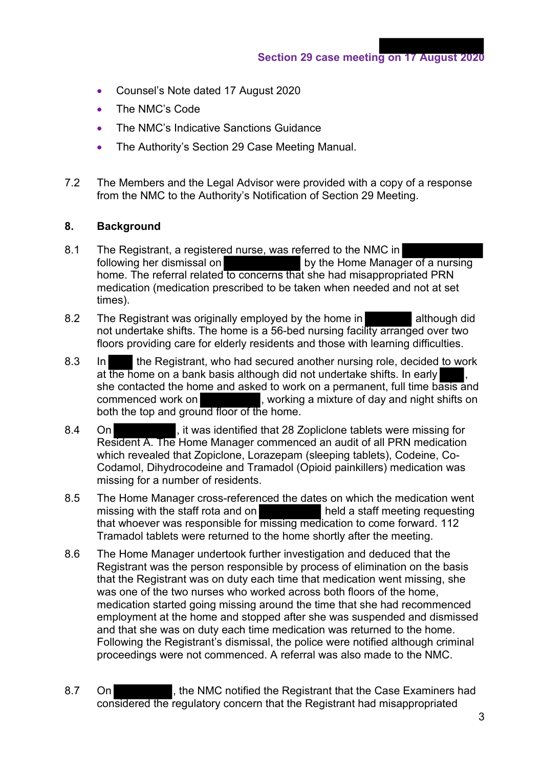- Counsel's Note dated 17 August 2020
- The NMC's Code
- The NMC's Indicative Sanctions Guidance
- The Authority's Section 29 Case Meeting Manual.

7.2 The Members and the Legal Advisor were provided with a copy of a response from the NMC to the Authority's Notification of Section 29 Meeting.

## 8. Background

8.1 The Registrant, a registered nurse, was referred to the NMC in ██████ following her dismissal on ██████ by the Home Manager of a nursing home. The referral related to concerns that she had misappropriated PRN medication (medication prescribed to be taken when needed and not at set times).

8.2 The Registrant was originally employed by the home in ██████ although did not undertake shifts. The home is a 56-bed nursing facility arranged over two floors providing care for elderly residents and those with learning difficulties.

8.3 In ██████ the Registrant, who had secured another nursing role, decided to work at the home on a bank basis although did not undertake shifts. In early ██████, she contacted the home and asked to work on a permanent, full time basis and commenced work on ██████, working a mixture of day and night shifts on both the top and ground floor of the home.

8.4 On ██████, it was identified that 28 Zoplicone tablets were missing for Resident A. The Home Manager commenced an audit of all PRN medication which revealed that Zopiclone, Lorazepam (sleeping tablets), Codeine, Co-Codamol, Dihydrocodeine and Tramadol (Opioid painkillers) medication was missing for a number of residents.

8.5 The Home Manager cross-referenced the dates on which the medication went missing with the staff rota and on ██████ held a staff meeting requesting that whoever was responsible for missing medication to come forward. 112 Tramadol tablets were returned to the home shortly after the meeting.

8.6 The Home Manager undertook further investigation and deduced that the Registrant was the person responsible by process of elimination on the basis that the Registrant was on duty each time that medication went missing, she was one of the two nurses who worked across both floors of the home, medication started going missing around the time that she had recommenced employment at the home and stopped after she was suspended and dismissed and that she was on duty each time medication was returned to the home. Following the Registrant's dismissal, the police were notified although criminal proceedings were not commenced. A referral was also made to the NMC.

8.7 On ██████, the NMC notified the Registrant that the Case Examiners had considered the regulatory concern that the Registrant had misappropriated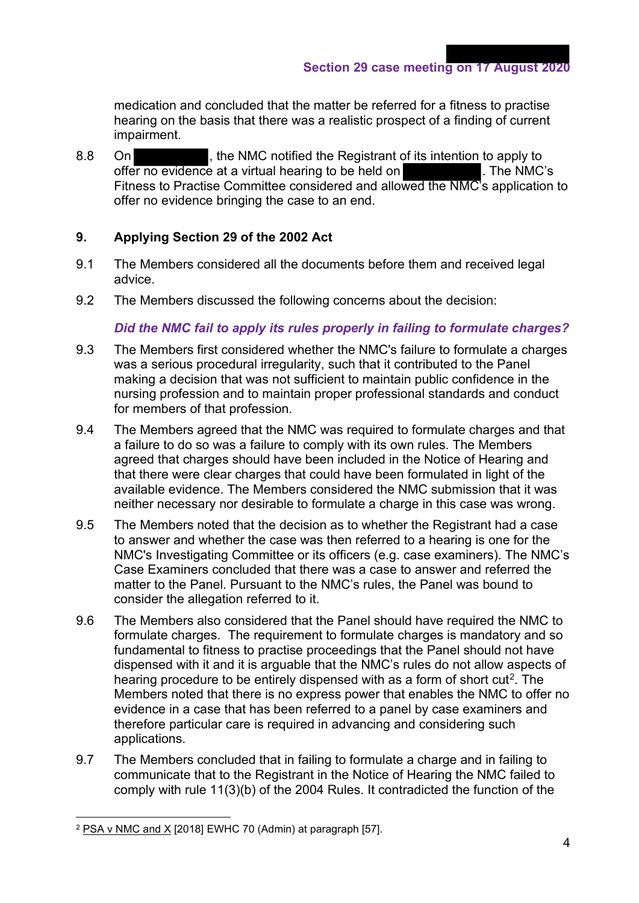medication and concluded that the matter be referred for a fitness to practise hearing on the basis that there was a realistic prospect of a finding of current impairment.

8.8 On ██████████, the NMC notified the Registrant of its intention to apply to offer no evidence at a virtual hearing to be held on ██████████. The NMC's Fitness to Practise Committee considered and allowed the NMC's application to offer no evidence bringing the case to an end.

## 9. Applying Section 29 of the 2002 Act

9.1 The Members considered all the documents before them and received legal advice.

9.2 The Members discussed the following concerns about the decision:

***Did the NMC fail to apply its rules properly in failing to formulate charges?***

9.3 The Members first considered whether the NMC's failure to formulate a charges was a serious procedural irregularity, such that it contributed to the Panel making a decision that was not sufficient to maintain public confidence in the nursing profession and to maintain proper professional standards and conduct for members of that profession.

9.4 The Members agreed that the NMC was required to formulate charges and that a failure to do so was a failure to comply with its own rules. The Members agreed that charges should have been included in the Notice of Hearing and that there were clear charges that could have been formulated in light of the available evidence. The Members considered the NMC submission that it was neither necessary nor desirable to formulate a charge in this case was wrong.

9.5 The Members noted that the decision as to whether the Registrant had a case to answer and whether the case was then referred to a hearing is one for the NMC's Investigating Committee or its officers (e.g. case examiners). The NMC's Case Examiners concluded that there was a case to answer and referred the matter to the Panel. Pursuant to the NMC's rules, the Panel was bound to consider the allegation referred to it.

9.6 The Members also considered that the Panel should have required the NMC to formulate charges. The requirement to formulate charges is mandatory and so fundamental to fitness to practise proceedings that the Panel should not have dispensed with it and it is arguable that the NMC's rules do not allow aspects of hearing procedure to be entirely dispensed with as a form of short cut[2]. The Members noted that there is no express power that enables the NMC to offer no evidence in a case that has been referred to a panel by case examiners and therefore particular care is required in advancing and considering such applications.

9.7 The Members concluded that in failing to formulate a charge and in failing to communicate that to the Registrant in the Notice of Hearing the NMC failed to comply with rule 11(3)(b) of the 2004 Rules. It contradicted the function of the

---

[2] PSA v NMC and X [2018] EWHC 70 (Admin) at paragraph [57].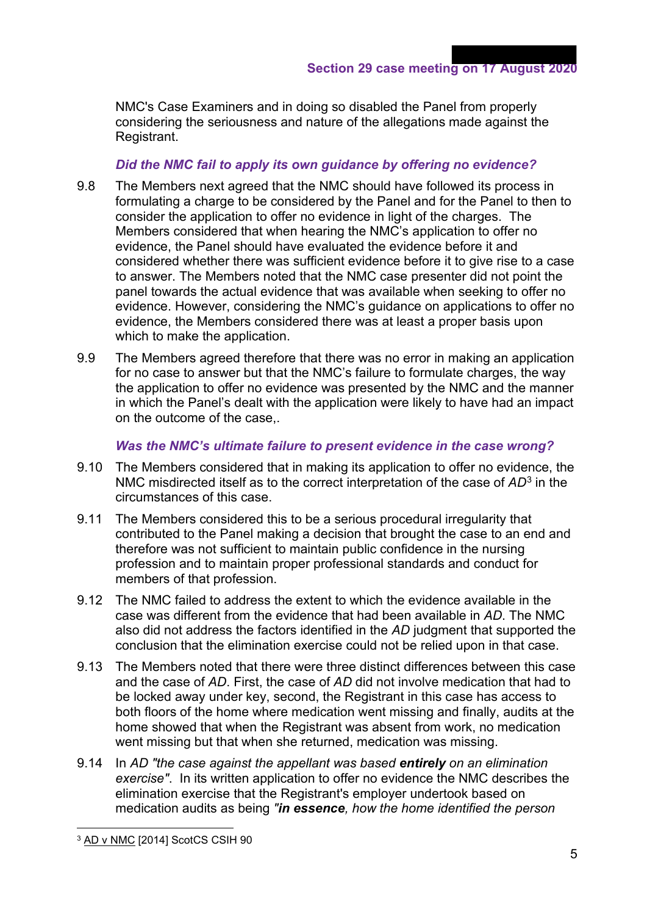NMC's Case Examiners and in doing so disabled the Panel from properly considering the seriousness and nature of the allegations made against the Registrant.

### *Did the NMC fail to apply its own guidance by offering no evidence?*

9.8 The Members next agreed that the NMC should have followed its process in formulating a charge to be considered by the Panel and for the Panel to then to consider the application to offer no evidence in light of the charges. The Members considered that when hearing the NMC's application to offer no evidence, the Panel should have evaluated the evidence before it and considered whether there was sufficient evidence before it to give rise to a case to answer. The Members noted that the NMC case presenter did not point the panel towards the actual evidence that was available when seeking to offer no evidence. However, considering the NMC's guidance on applications to offer no evidence, the Members considered there was at least a proper basis upon which to make the application.

9.9 The Members agreed therefore that there was no error in making an application for no case to answer but that the NMC's failure to formulate charges, the way the application to offer no evidence was presented by the NMC and the manner in which the Panel's dealt with the application were likely to have had an impact on the outcome of the case,.

### *Was the NMC's ultimate failure to present evidence in the case wrong?*

9.10 The Members considered that in making its application to offer no evidence, the NMC misdirected itself as to the correct interpretation of the case of *AD*[3] in the circumstances of this case.

9.11 The Members considered this to be a serious procedural irregularity that contributed to the Panel making a decision that brought the case to an end and therefore was not sufficient to maintain public confidence in the nursing profession and to maintain proper professional standards and conduct for members of that profession.

9.12 The NMC failed to address the extent to which the evidence available in the case was different from the evidence that had been available in *AD.* The NMC also did not address the factors identified in the *AD* judgment that supported the conclusion that the elimination exercise could not be relied upon in that case.

9.13 The Members noted that there were three distinct differences between this case and the case of *AD*. First, the case of *AD* did not involve medication that had to be locked away under key, second, the Registrant in this case has access to both floors of the home where medication went missing and finally, audits at the home showed that when the Registrant was absent from work, no medication went missing but that when she returned, medication was missing.

9.14 In *AD "the case against the appellant was based* ***entirely*** *on an elimination exercise"*. In its written application to offer no evidence the NMC describes the elimination exercise that the Registrant's employer undertook based on medication audits as being *"****in essence****, how the home identified the person*

---

[3] AD v NMC [2014] ScotCS CSIH 90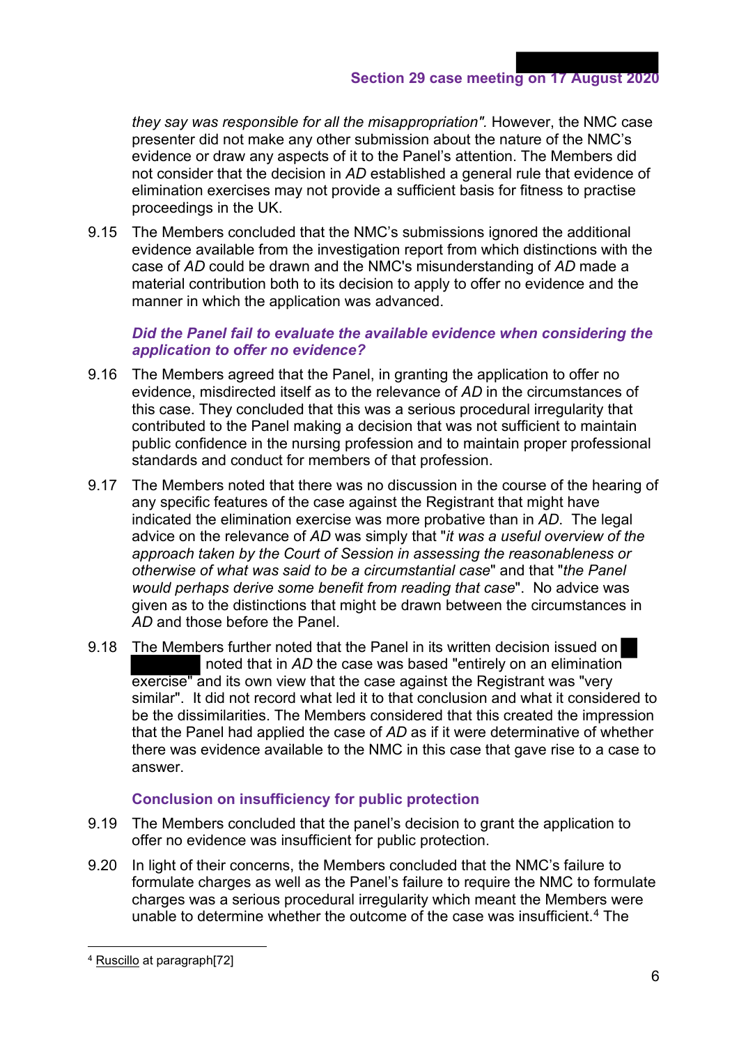*they say was responsible for all the misappropriation".* However, the NMC case presenter did not make any other submission about the nature of the NMC's evidence or draw any aspects of it to the Panel's attention. The Members did not consider that the decision in *AD* established a general rule that evidence of elimination exercises may not provide a sufficient basis for fitness to practise proceedings in the UK.

9.15 The Members concluded that the NMC's submissions ignored the additional evidence available from the investigation report from which distinctions with the case of *AD* could be drawn and the NMC's misunderstanding of *AD* made a material contribution both to its decision to apply to offer no evidence and the manner in which the application was advanced.

### *Did the Panel fail to evaluate the available evidence when considering the application to offer no evidence?*

9.16 The Members agreed that the Panel, in granting the application to offer no evidence, misdirected itself as to the relevance of *AD* in the circumstances of this case. They concluded that this was a serious procedural irregularity that contributed to the Panel making a decision that was not sufficient to maintain public confidence in the nursing profession and to maintain proper professional standards and conduct for members of that profession.

9.17 The Members noted that there was no discussion in the course of the hearing of any specific features of the case against the Registrant that might have indicated the elimination exercise was more probative than in *AD*. The legal advice on the relevance of *AD* was simply that "*it was a useful overview of the approach taken by the Court of Session in assessing the reasonableness or otherwise of what was said to be a circumstantial case*" and that "*the Panel would perhaps derive some benefit from reading that case*". No advice was given as to the distinctions that might be drawn between the circumstances in *AD* and those before the Panel.

9.18 The Members further noted that the Panel in its written decision issued on ██ ████████ noted that in *AD* the case was based "entirely on an elimination exercise" and its own view that the case against the Registrant was "very similar". It did not record what led it to that conclusion and what it considered to be the dissimilarities. The Members considered that this created the impression that the Panel had applied the case of *AD* as if it were determinative of whether there was evidence available to the NMC in this case that gave rise to a case to answer.

### Conclusion on insufficiency for public protection

9.19 The Members concluded that the panel's decision to grant the application to offer no evidence was insufficient for public protection.

9.20 In light of their concerns, the Members concluded that the NMC's failure to formulate charges as well as the Panel's failure to require the NMC to formulate charges was a serious procedural irregularity which meant the Members were unable to determine whether the outcome of the case was insufficient.[4] The

---

[4] Ruscillo at paragraph[72]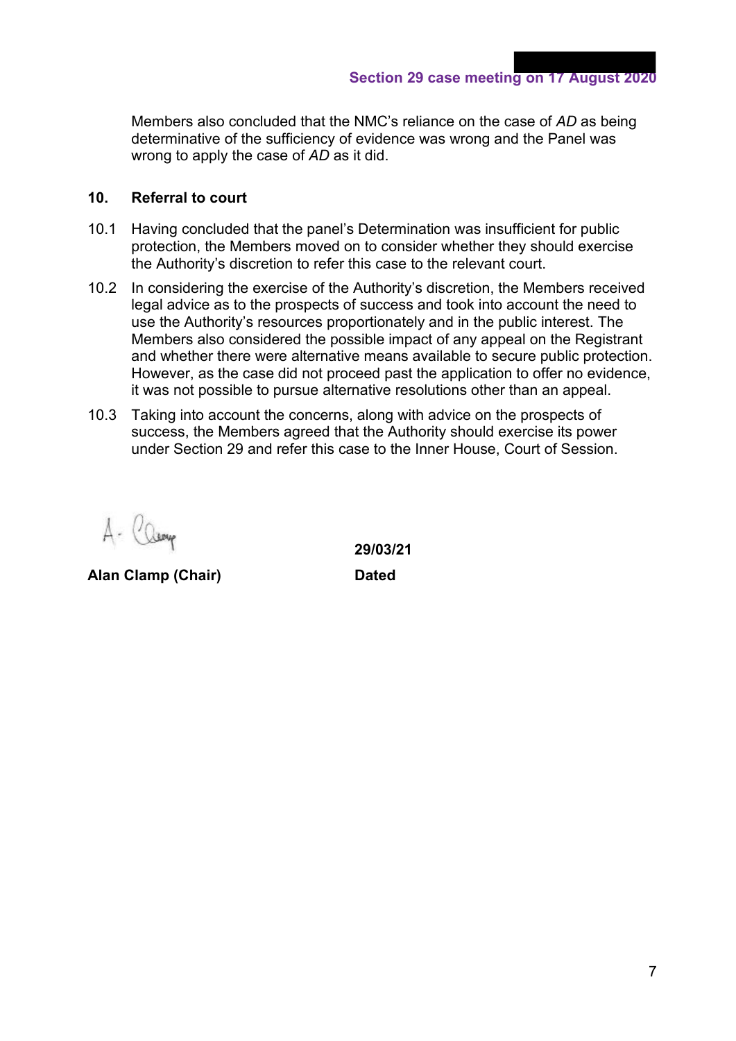Members also concluded that the NMC's reliance on the case of *AD* as being determinative of the sufficiency of evidence was wrong and the Panel was wrong to apply the case of *AD* as it did.

## 10. Referral to court

10.1 Having concluded that the panel's Determination was insufficient for public protection, the Members moved on to consider whether they should exercise the Authority's discretion to refer this case to the relevant court.

10.2 In considering the exercise of the Authority's discretion, the Members received legal advice as to the prospects of success and took into account the need to use the Authority's resources proportionately and in the public interest. The Members also considered the possible impact of any appeal on the Registrant and whether there were alternative means available to secure public protection. However, as the case did not proceed past the application to offer no evidence, it was not possible to pursue alternative resolutions other than an appeal.

10.3 Taking into account the concerns, along with advice on the prospects of success, the Members agreed that the Authority should exercise its power under Section 29 and refer this case to the Inner House, Court of Session.

A. Clamp

**Alan Clamp (Chair)**

**29/03/21**

**Dated**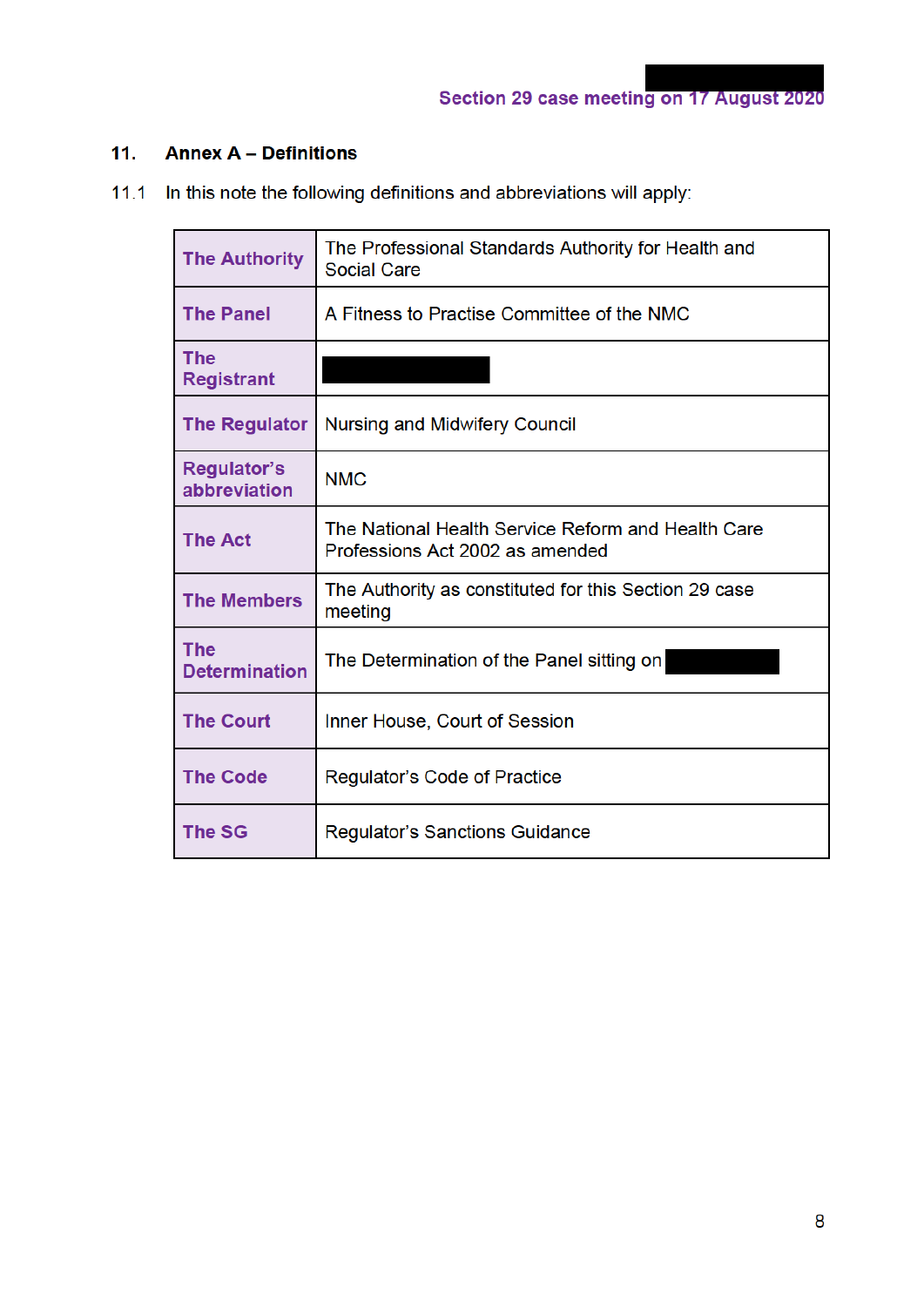## 11. Annex A – Definitions

11.1 In this note the following definitions and abbreviations will apply:

| | |
|---|---|
| **The Authority** | The Professional Standards Authority for Health and Social Care |
| **The Panel** | A Fitness to Practise Committee of the NMC |
| **The Registrant** | |
| **The Regulator** | Nursing and Midwifery Council |
| **Regulator's abbreviation** | NMC |
| **The Act** | The National Health Service Reform and Health Care Professions Act 2002 as amended |
| **The Members** | The Authority as constituted for this Section 29 case meeting |
| **The Determination** | The Determination of the Panel sitting on |
| **The Court** | Inner House, Court of Session |
| **The Code** | Regulator's Code of Practice |
| **The SG** | Regulator's Sanctions Guidance |